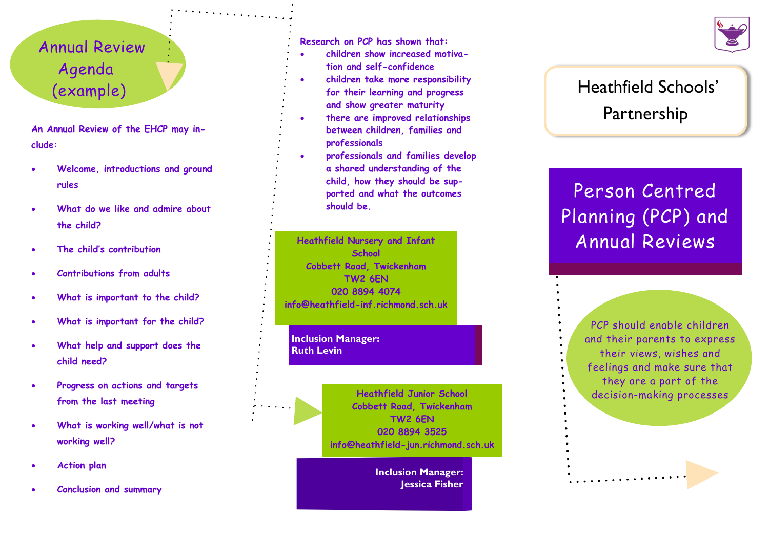# Annual Review Agenda (example)

An Annual Review of the EHCP may include:

- Welcome, introductions and ground rules
- What do we like and admire about the child?
- The child's contribution
- Contributions from adults
- What is important to the child?
- What is important for the child?
- What help and support does the child need?
- Progress on actions and targets from the last meeting
- What is working well/what is not working well?
- Action plan
- Conclusion and summary

Research on PCP has shown that:

- children show increased motivation and self-confidence
- children take more responsibility for their learning and progress and show greater maturity
- there are improved relationships between children, families and professionals
- professionals and families develop a shared understanding of the child, how they should be supported and what the outcomes should be.

Heathfield Nursery and Infant School
Cobbett Road, Twickenham
TW2 6EN
020 8894 4074
info@heathfield-inf.richmond.sch.uk

**Inclusion Manager:**
**Ruth Levin**

Heathfield Junior School
Cobbett Road, Twickenham
TW2 6EN
020 8894 3525
info@heathfield-jun.richmond.sch.uk

**Inclusion Manager:**
**Jessica Fisher**

## Heathfield Schools' Partnership

# Person Centred Planning (PCP) and Annual Reviews

PCP should enable children and their parents to express their views, wishes and feelings and make sure that they are a part of the decision-making processes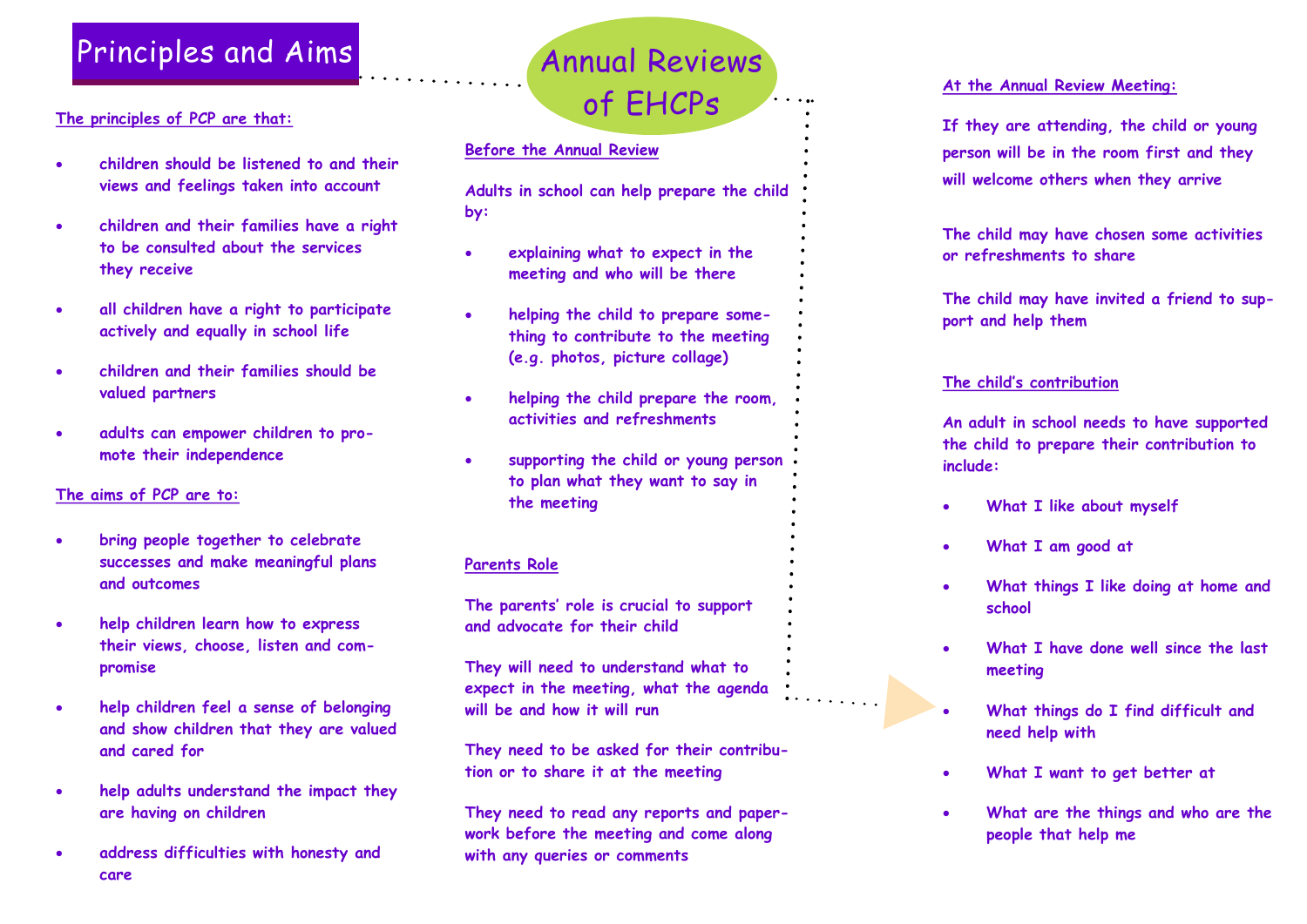# Principles and Aims

# Annual Reviews of EHCPs

**The principles of PCP are that:**

- children should be listened to and their views and feelings taken into account
- children and their families have a right to be consulted about the services they receive
- all children have a right to participate actively and equally in school life
- children and their families should be valued partners
- adults can empower children to promote their independence

**The aims of PCP are to:**

- bring people together to celebrate successes and make meaningful plans and outcomes
- help children learn how to express their views, choose, listen and compromise
- help children feel a sense of belonging and show children that they are valued and cared for
- help adults understand the impact they are having on children
- address difficulties with honesty and care

**Before the Annual Review**

Adults in school can help prepare the child by:

- explaining what to expect in the meeting and who will be there
- helping the child to prepare something to contribute to the meeting (e.g. photos, picture collage)
- helping the child prepare the room, activities and refreshments
- supporting the child or young person to plan what they want to say in the meeting

**Parents Role**

The parents' role is crucial to support and advocate for their child

They will need to understand what to expect in the meeting, what the agenda will be and how it will run

They need to be asked for their contribution or to share it at the meeting

They need to read any reports and paperwork before the meeting and come along with any queries or comments

**At the Annual Review Meeting:**

If they are attending, the child or young person will be in the room first and they will welcome others when they arrive

The child may have chosen some activities or refreshments to share

The child may have invited a friend to support and help them

**The child's contribution**

An adult in school needs to have supported the child to prepare their contribution to include:

- What I like about myself
- What I am good at
- What things I like doing at home and school
- What I have done well since the last meeting
- What things do I find difficult and need help with
- What I want to get better at
- What are the things and who are the people that help me